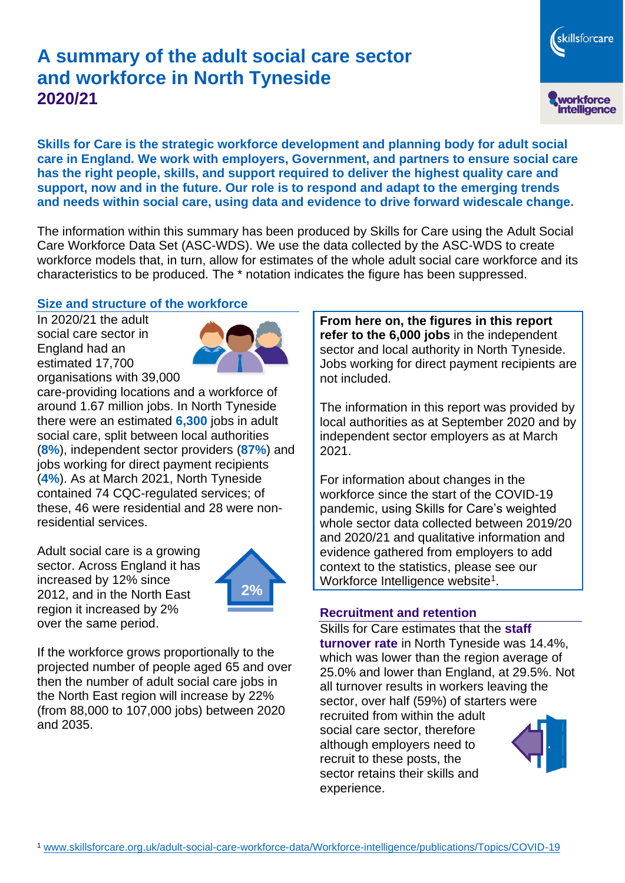# A summary of the adult social care sector and workforce in North Tyneside

## 2020/21

**Skills for Care is the strategic workforce development and planning body for adult social care in England. We work with employers, Government, and partners to ensure social care has the right people, skills, and support required to deliver the highest quality care and support, now and in the future. Our role is to respond and adapt to the emerging trends and needs within social care, using data and evidence to drive forward widescale change.**

The information within this summary has been produced by Skills for Care using the Adult Social Care Workforce Data Set (ASC-WDS). We use the data collected by the ASC-WDS to create workforce models that, in turn, allow for estimates of the whole adult social care workforce and its characteristics to be produced. The * notation indicates the figure has been suppressed.

### Size and structure of the workforce

In 2020/21 the adult social care sector in England had an estimated 17,700 organisations with 39,000 care-providing locations and a workforce of around 1.67 million jobs. In North Tyneside there were an estimated **6,300** jobs in adult social care, split between local authorities (**8%**), independent sector providers (**87%**) and jobs working for direct payment recipients (**4%**). As at March 2021, North Tyneside contained 74 CQC-regulated services; of these, 46 were residential and 28 were non-residential services.

Adult social care is a growing sector. Across England it has increased by 12% since 2012, and in the North East region it increased by 2% over the same period.

2%

If the workforce grows proportionally to the projected number of people aged 65 and over then the number of adult social care jobs in the North East region will increase by 22% (from 88,000 to 107,000 jobs) between 2020 and 2035.

**From here on, the figures in this report refer to the 6,000 jobs** in the independent sector and local authority in North Tyneside. Jobs working for direct payment recipients are not included.

The information in this report was provided by local authorities as at September 2020 and by independent sector employers as at March 2021.

For information about changes in the workforce since the start of the COVID-19 pandemic, using Skills for Care's weighted whole sector data collected between 2019/20 and 2020/21 and qualitative information and evidence gathered from employers to add context to the statistics, please see our Workforce Intelligence website[1].

### Recruitment and retention

Skills for Care estimates that the **staff turnover rate** in North Tyneside was 14.4%, which was lower than the region average of 25.0% and lower than England, at 29.5%. Not all turnover results in workers leaving the sector, over half (59%) of starters were recruited from within the adult social care sector, therefore although employers need to recruit to these posts, the sector retains their skills and experience.

[1] www.skillsforcare.org.uk/adult-social-care-workforce-data/Workforce-intelligence/publications/Topics/COVID-19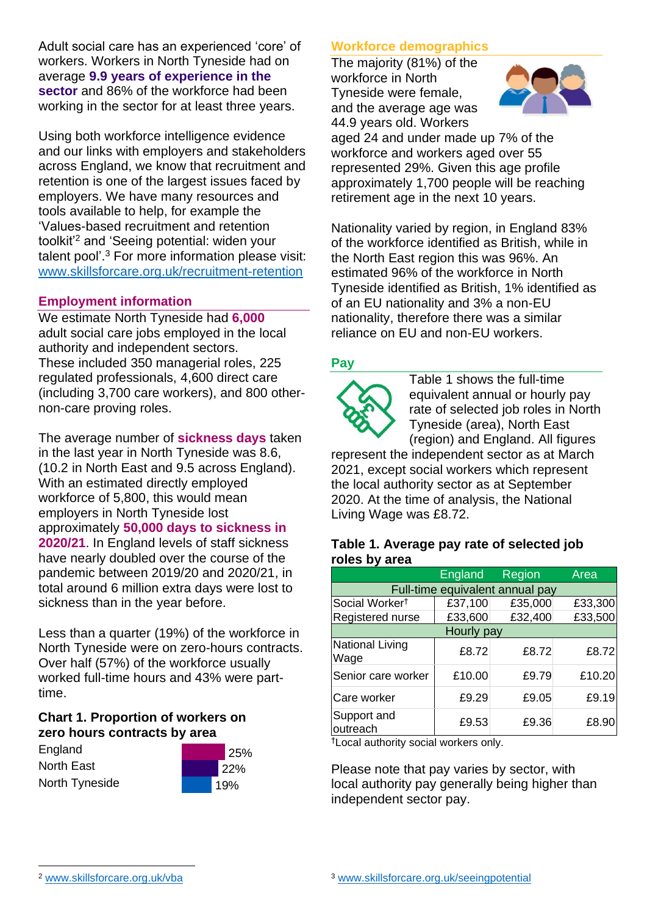Adult social care has an experienced 'core' of workers. Workers in North Tyneside had on average **9.9 years of experience in the sector** and 86% of the workforce had been working in the sector for at least three years.

Using both workforce intelligence evidence and our links with employers and stakeholders across England, we know that recruitment and retention is one of the largest issues faced by employers. We have many resources and tools available to help, for example the 'Values-based recruitment and retention toolkit'[2] and 'Seeing potential: widen your talent pool'.[3] For more information please visit: www.skillsforcare.org.uk/recruitment-retention

## Employment information

We estimate North Tyneside had **6,000** adult social care jobs employed in the local authority and independent sectors. These included 350 managerial roles, 225 regulated professionals, 4,600 direct care (including 3,700 care workers), and 800 other-non-care proving roles.

The average number of **sickness days** taken in the last year in North Tyneside was 8.6, (10.2 in North East and 9.5 across England). With an estimated directly employed workforce of 5,800, this would mean employers in North Tyneside lost approximately **50,000 days to sickness in 2020/21**. In England levels of staff sickness have nearly doubled over the course of the pandemic between 2019/20 and 2020/21, in total around 6 million extra days were lost to sickness than in the year before.

Less than a quarter (19%) of the workforce in North Tyneside were on zero-hours contracts. Over half (57%) of the workforce usually worked full-time hours and 43% were part-time.

### Chart 1. Proportion of workers on zero hours contracts by area

| Area | Proportion |
|---|---|
| England | 25% |
| North East | 22% |
| North Tyneside | 19% |

## Workforce demographics

The majority (81%) of the workforce in North Tyneside were female, and the average age was 44.9 years old. Workers aged 24 and under made up 7% of the workforce and workers aged over 55 represented 29%. Given this age profile approximately 1,700 people will be reaching retirement age in the next 10 years.

Nationality varied by region, in England 83% of the workforce identified as British, while in the North East region this was 96%. An estimated 96% of the workforce in North Tyneside identified as British, 1% identified as of an EU nationality and 3% a non-EU nationality, therefore there was a similar reliance on EU and non-EU workers.

## Pay

Table 1 shows the full-time equivalent annual or hourly pay rate of selected job roles in North Tyneside (area), North East (region) and England. All figures represent the independent sector as at March 2021, except social workers which represent the local authority sector as at September 2020. At the time of analysis, the National Living Wage was £8.72.

### Table 1. Average pay rate of selected job roles by area

| | England | Region | Area |
|---|---|---|---|
| **Full-time equivalent annual pay** | | | |
| Social Worker† | £37,100 | £35,000 | £33,300 |
| Registered nurse | £33,600 | £32,400 | £33,500 |
| **Hourly pay** | | | |
| National Living Wage | £8.72 | £8.72 | £8.72 |
| Senior care worker | £10.00 | £9.79 | £10.20 |
| Care worker | £9.29 | £9.05 | £9.19 |
| Support and outreach | £9.53 | £9.36 | £8.90 |

†Local authority social workers only.

Please note that pay varies by sector, with local authority pay generally being higher than independent sector pay.

[2] www.skillsforcare.org.uk/vba

[3] www.skillsforcare.org.uk/seeingpotential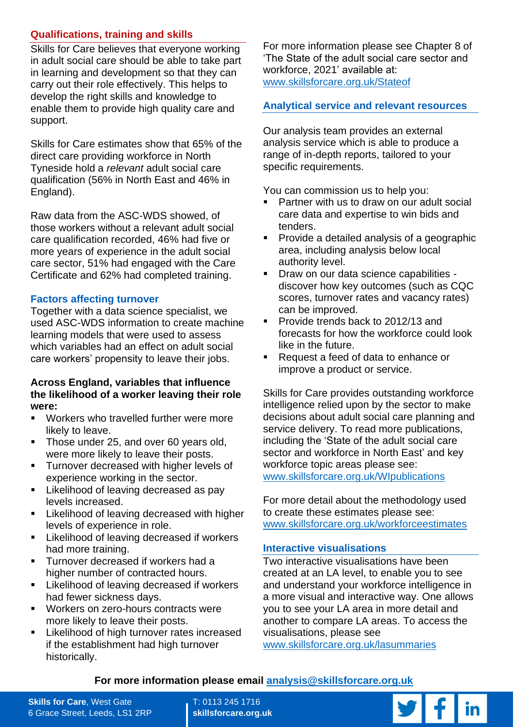## Qualifications, training and skills

Skills for Care believes that everyone working in adult social care should be able to take part in learning and development so that they can carry out their role effectively. This helps to develop the right skills and knowledge to enable them to provide high quality care and support.

Skills for Care estimates show that 65% of the direct care providing workforce in North Tyneside hold a *relevant* adult social care qualification (56% in North East and 46% in England).

Raw data from the ASC-WDS showed, of those workers without a relevant adult social care qualification recorded, 46% had five or more years of experience in the adult social care sector, 51% had engaged with the Care Certificate and 62% had completed training.

## Factors affecting turnover

Together with a data science specialist, we used ASC-WDS information to create machine learning models that were used to assess which variables had an effect on adult social care workers' propensity to leave their jobs.

**Across England, variables that influence the likelihood of a worker leaving their role were:**

- Workers who travelled further were more likely to leave.
- Those under 25, and over 60 years old, were more likely to leave their posts.
- Turnover decreased with higher levels of experience working in the sector.
- Likelihood of leaving decreased as pay levels increased.
- Likelihood of leaving decreased with higher levels of experience in role.
- Likelihood of leaving decreased if workers had more training.
- Turnover decreased if workers had a higher number of contracted hours.
- Likelihood of leaving decreased if workers had fewer sickness days.
- Workers on zero-hours contracts were more likely to leave their posts.
- Likelihood of high turnover rates increased if the establishment had high turnover historically.

For more information please see Chapter 8 of 'The State of the adult social care sector and workforce, 2021' available at: www.skillsforcare.org.uk/Stateof

## Analytical service and relevant resources

Our analysis team provides an external analysis service which is able to produce a range of in-depth reports, tailored to your specific requirements.

You can commission us to help you:

- Partner with us to draw on our adult social care data and expertise to win bids and tenders.
- Provide a detailed analysis of a geographic area, including analysis below local authority level.
- Draw on our data science capabilities - discover how key outcomes (such as CQC scores, turnover rates and vacancy rates) can be improved.
- Provide trends back to 2012/13 and forecasts for how the workforce could look like in the future.
- Request a feed of data to enhance or improve a product or service.

Skills for Care provides outstanding workforce intelligence relied upon by the sector to make decisions about adult social care planning and service delivery. To read more publications, including the 'State of the adult social care sector and workforce in North East' and key workforce topic areas please see: www.skillsforcare.org.uk/WIpublications

For more detail about the methodology used to create these estimates please see: www.skillsforcare.org.uk/workforceestimates

## Interactive visualisations

Two interactive visualisations have been created at an LA level, to enable you to see and understand your workforce intelligence in a more visual and interactive way. One allows you to see your LA area in more detail and another to compare LA areas. To access the visualisations, please see www.skillsforcare.org.uk/lasummaries

**For more information please email analysis@skillsforcare.org.uk**

**Skills for Care**, West Gate
6 Grace Street, Leeds, LS1 2RP

T: 0113 245 1716
**skillsforcare.org.uk**